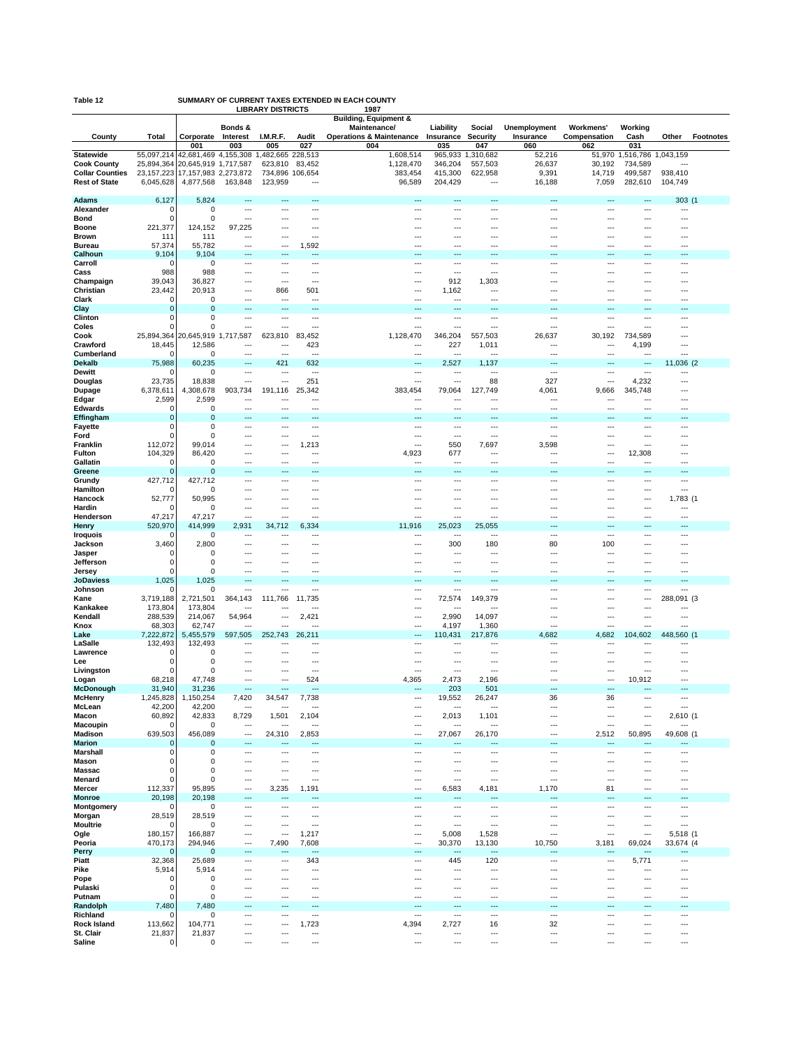Table 12 SUMMARY OF CURRENT TAXES EXTENDED IN EACH COUNTY
LIBRARY DISTRICTS 1987

| County | Total | Corporate | Bonds & Interest | I.M.R.F. | Audit | Building, Equipment & Maintenance/ Operations & Maintenance | Liability Insurance | Social Security | Unemployment Insurance | Workmens' Compensation | Working Cash | Other | Footnotes |
|---|---|---|---|---|---|---|---|---|---|---|---|---|---|
| | | 001 | 003 | 005 | 027 | 004 | 035 | 047 | 060 | 062 | 031 | | |
| **Statewide** | 55,097,214 | 42,681,469 | 4,155,308 | 1,482,665 | 228,513 | 1,608,514 | 965,933 | 1,310,682 | 52,216 | 51,970 | 1,516,786 | 1,043,159 | |
| **Cook County** | 25,894,364 | 20,645,919 | 1,717,587 | 623,810 | 83,452 | 1,128,470 | 346,204 | 557,503 | 26,637 | 30,192 | 734,589 | --- | |
| **Collar Counties** | 23,157,223 | 17,157,983 | 2,273,872 | 734,896 | 106,654 | 383,454 | 415,300 | 622,958 | 9,391 | 14,719 | 499,587 | 938,410 | |
| **Rest of State** | 6,045,628 | 4,877,568 | 163,848 | 123,959 | --- | 96,589 | 204,429 | --- | 16,188 | 7,059 | 282,610 | 104,749 | |
| **Adams** | 6,127 | 5,824 | --- | --- | --- | --- | --- | --- | --- | --- | --- | 303 | (1 |
| **Alexander** | 0 | 0 | --- | --- | --- | --- | --- | --- | --- | --- | --- | --- | |
| **Bond** | 0 | 0 | --- | --- | --- | --- | --- | --- | --- | --- | --- | --- | |
| **Boone** | 221,377 | 124,152 | 97,225 | --- | --- | --- | --- | --- | --- | --- | --- | --- | |
| **Brown** | 111 | 111 | --- | --- | --- | --- | --- | --- | --- | --- | --- | --- | |
| **Bureau** | 57,374 | 55,782 | --- | --- | 1,592 | --- | --- | --- | --- | --- | --- | --- | |
| **Calhoun** | 9,104 | 9,104 | --- | --- | --- | --- | --- | --- | --- | --- | --- | --- | |
| **Carroll** | 0 | 0 | --- | --- | --- | --- | --- | --- | --- | --- | --- | --- | |
| **Cass** | 988 | 988 | --- | --- | --- | --- | --- | --- | --- | --- | --- | --- | |
| **Champaign** | 39,043 | 36,827 | --- | --- | --- | --- | 912 | 1,303 | --- | --- | --- | --- | |
| **Christian** | 23,442 | 20,913 | --- | 866 | 501 | --- | 1,162 | --- | --- | --- | --- | --- | |
| **Clark** | 0 | 0 | --- | --- | --- | --- | --- | --- | --- | --- | --- | --- | |
| **Clay** | 0 | 0 | --- | --- | --- | --- | --- | --- | --- | --- | --- | --- | |
| **Clinton** | 0 | 0 | --- | --- | --- | --- | --- | --- | --- | --- | --- | --- | |
| **Coles** | 0 | 0 | --- | --- | --- | --- | --- | --- | --- | --- | --- | --- | |
| **Cook** | 25,894,364 | 20,645,919 | 1,717,587 | 623,810 | 83,452 | 1,128,470 | 346,204 | 557,503 | 26,637 | 30,192 | 734,589 | --- | |
| **Crawford** | 18,445 | 12,586 | --- | --- | 423 | --- | 227 | 1,011 | --- | --- | 4,199 | --- | |
| **Cumberland** | 0 | 0 | --- | --- | --- | --- | --- | --- | --- | --- | --- | --- | |
| **Dekalb** | 75,988 | 60,235 | --- | 421 | 632 | --- | 2,527 | 1,137 | --- | --- | --- | 11,036 | (2 |
| **Dewitt** | 0 | 0 | --- | --- | --- | --- | --- | --- | --- | --- | --- | --- | |
| **Douglas** | 23,735 | 18,838 | --- | --- | 251 | --- | --- | 88 | 327 | --- | 4,232 | --- | |
| **Dupage** | 6,378,611 | 4,308,678 | 903,734 | 191,116 | 25,342 | 383,454 | 79,064 | 127,749 | 4,061 | 9,666 | 345,748 | --- | |
| **Edgar** | 2,599 | 2,599 | --- | --- | --- | --- | --- | --- | --- | --- | --- | --- | |
| **Edwards** | 0 | 0 | --- | --- | --- | --- | --- | --- | --- | --- | --- | --- | |
| **Effingham** | 0 | 0 | --- | --- | --- | --- | --- | --- | --- | --- | --- | --- | |
| **Fayette** | 0 | 0 | --- | --- | --- | --- | --- | --- | --- | --- | --- | --- | |
| **Ford** | 0 | 0 | --- | --- | --- | --- | --- | --- | --- | --- | --- | --- | |
| **Franklin** | 112,072 | 99,014 | --- | --- | 1,213 | --- | 550 | 7,697 | 3,598 | --- | --- | --- | |
| **Fulton** | 104,329 | 86,420 | --- | --- | --- | 4,923 | 677 | --- | --- | --- | 12,308 | --- | |
| **Gallatin** | 0 | 0 | --- | --- | --- | --- | --- | --- | --- | --- | --- | --- | |
| **Greene** | 0 | 0 | --- | --- | --- | --- | --- | --- | --- | --- | --- | --- | |
| **Grundy** | 427,712 | 427,712 | --- | --- | --- | --- | --- | --- | --- | --- | --- | --- | |
| **Hamilton** | 0 | 0 | --- | --- | --- | --- | --- | --- | --- | --- | --- | --- | |
| **Hancock** | 52,777 | 50,995 | --- | --- | --- | --- | --- | --- | --- | --- | --- | 1,783 | (1 |
| **Hardin** | 0 | 0 | --- | --- | --- | --- | --- | --- | --- | --- | --- | --- | |
| **Henderson** | 47,217 | 47,217 | --- | --- | --- | --- | --- | --- | --- | --- | --- | --- | |
| **Henry** | 520,970 | 414,999 | 2,931 | 34,712 | 6,334 | 11,916 | 25,023 | 25,055 | --- | --- | --- | --- | |
| **Iroquois** | 0 | 0 | --- | --- | --- | --- | --- | --- | --- | --- | --- | --- | |
| **Jackson** | 3,460 | 2,800 | --- | --- | --- | --- | 300 | 180 | 80 | 100 | --- | --- | |
| **Jasper** | 0 | 0 | --- | --- | --- | --- | --- | --- | --- | --- | --- | --- | |
| **Jefferson** | 0 | 0 | --- | --- | --- | --- | --- | --- | --- | --- | --- | --- | |
| **Jersey** | 0 | 0 | --- | --- | --- | --- | --- | --- | --- | --- | --- | --- | |
| **JoDaviess** | 1,025 | 1,025 | --- | --- | --- | --- | --- | --- | --- | --- | --- | --- | |
| **Johnson** | 0 | 0 | --- | --- | --- | --- | --- | --- | --- | --- | --- | --- | |
| **Kane** | 3,719,188 | 2,721,501 | 364,143 | 111,766 | 11,735 | --- | 72,574 | 149,379 | --- | --- | --- | 288,091 | (3 |
| **Kankakee** | 173,804 | 173,804 | --- | --- | --- | --- | --- | --- | --- | --- | --- | --- | |
| **Kendall** | 288,539 | 214,067 | 54,964 | --- | 2,421 | --- | 2,990 | 14,097 | --- | --- | --- | --- | |
| **Knox** | 68,303 | 62,747 | --- | --- | --- | --- | 4,197 | 1,360 | --- | --- | --- | --- | |
| **Lake** | 7,222,872 | 5,455,579 | 597,505 | 252,743 | 26,211 | --- | 110,431 | 217,876 | 4,682 | 4,682 | 104,602 | 448,560 | (1 |
| **LaSalle** | 132,493 | 132,493 | --- | --- | --- | --- | --- | --- | --- | --- | --- | --- | |
| **Lawrence** | 0 | 0 | --- | --- | --- | --- | --- | --- | --- | --- | --- | --- | |
| **Lee** | 0 | 0 | --- | --- | --- | --- | --- | --- | --- | --- | --- | --- | |
| **Livingston** | 0 | 0 | --- | --- | --- | --- | --- | --- | --- | --- | --- | --- | |
| **Logan** | 68,218 | 47,748 | --- | --- | 524 | 4,365 | 2,473 | 2,196 | --- | --- | 10,912 | --- | |
| **McDonough** | 31,940 | 31,236 | --- | --- | --- | --- | 203 | 501 | --- | --- | --- | --- | |
| **McHenry** | 1,245,828 | 1,150,254 | 7,420 | 34,547 | 7,738 | --- | 19,552 | 26,247 | 36 | 36 | --- | --- | |
| **McLean** | 42,200 | 42,200 | --- | --- | --- | --- | --- | --- | --- | --- | --- | --- | |
| **Macon** | 60,892 | 42,833 | 8,729 | 1,501 | 2,104 | --- | 2,013 | 1,101 | --- | --- | --- | 2,610 | (1 |
| **Macoupin** | 0 | 0 | --- | --- | --- | --- | --- | --- | --- | --- | --- | --- | |
| **Madison** | 639,503 | 456,089 | --- | 24,310 | 2,853 | --- | 27,067 | 26,170 | --- | 2,512 | 50,895 | 49,608 | (1 |
| **Marion** | 0 | 0 | --- | --- | --- | --- | --- | --- | --- | --- | --- | --- | |
| **Marshall** | 0 | 0 | --- | --- | --- | --- | --- | --- | --- | --- | --- | --- | |
| **Mason** | 0 | 0 | --- | --- | --- | --- | --- | --- | --- | --- | --- | --- | |
| **Massac** | 0 | 0 | --- | --- | --- | --- | --- | --- | --- | --- | --- | --- | |
| **Menard** | 0 | 0 | --- | --- | --- | --- | --- | --- | --- | --- | --- | --- | |
| **Mercer** | 112,337 | 95,895 | --- | 3,235 | 1,191 | --- | 6,583 | 4,181 | 1,170 | 81 | --- | --- | |
| **Monroe** | 20,198 | 20,198 | --- | --- | --- | --- | --- | --- | --- | --- | --- | --- | |
| **Montgomery** | 0 | 0 | --- | --- | --- | --- | --- | --- | --- | --- | --- | --- | |
| **Morgan** | 28,519 | 28,519 | --- | --- | --- | --- | --- | --- | --- | --- | --- | --- | |
| **Moultrie** | 0 | 0 | --- | --- | --- | --- | --- | --- | --- | --- | --- | --- | |
| **Ogle** | 180,157 | 166,887 | --- | --- | 1,217 | --- | 5,008 | 1,528 | --- | --- | --- | 5,518 | (1 |
| **Peoria** | 470,173 | 294,946 | --- | 7,490 | 7,608 | --- | 30,370 | 13,130 | 10,750 | 3,181 | 69,024 | 33,674 | (4 |
| **Perry** | 0 | 0 | --- | --- | --- | --- | --- | --- | --- | --- | --- | --- | |
| **Piatt** | 32,368 | 25,689 | --- | --- | 343 | --- | 445 | 120 | --- | --- | 5,771 | --- | |
| **Pike** | 5,914 | 5,914 | --- | --- | --- | --- | --- | --- | --- | --- | --- | --- | |
| **Pope** | 0 | 0 | --- | --- | --- | --- | --- | --- | --- | --- | --- | --- | |
| **Pulaski** | 0 | 0 | --- | --- | --- | --- | --- | --- | --- | --- | --- | --- | |
| **Putnam** | 0 | 0 | --- | --- | --- | --- | --- | --- | --- | --- | --- | --- | |
| **Randolph** | 7,480 | 7,480 | --- | --- | --- | --- | --- | --- | --- | --- | --- | --- | |
| **Richland** | 0 | 0 | --- | --- | --- | --- | --- | --- | --- | --- | --- | --- | |
| **Rock Island** | 113,662 | 104,771 | --- | --- | 1,723 | 4,394 | 2,727 | 16 | 32 | --- | --- | --- | |
| **St. Clair** | 21,837 | 21,837 | --- | --- | --- | --- | --- | --- | --- | --- | --- | --- | |
| **Saline** | 0 | 0 | --- | --- | --- | --- | --- | --- | --- | --- | --- | --- | |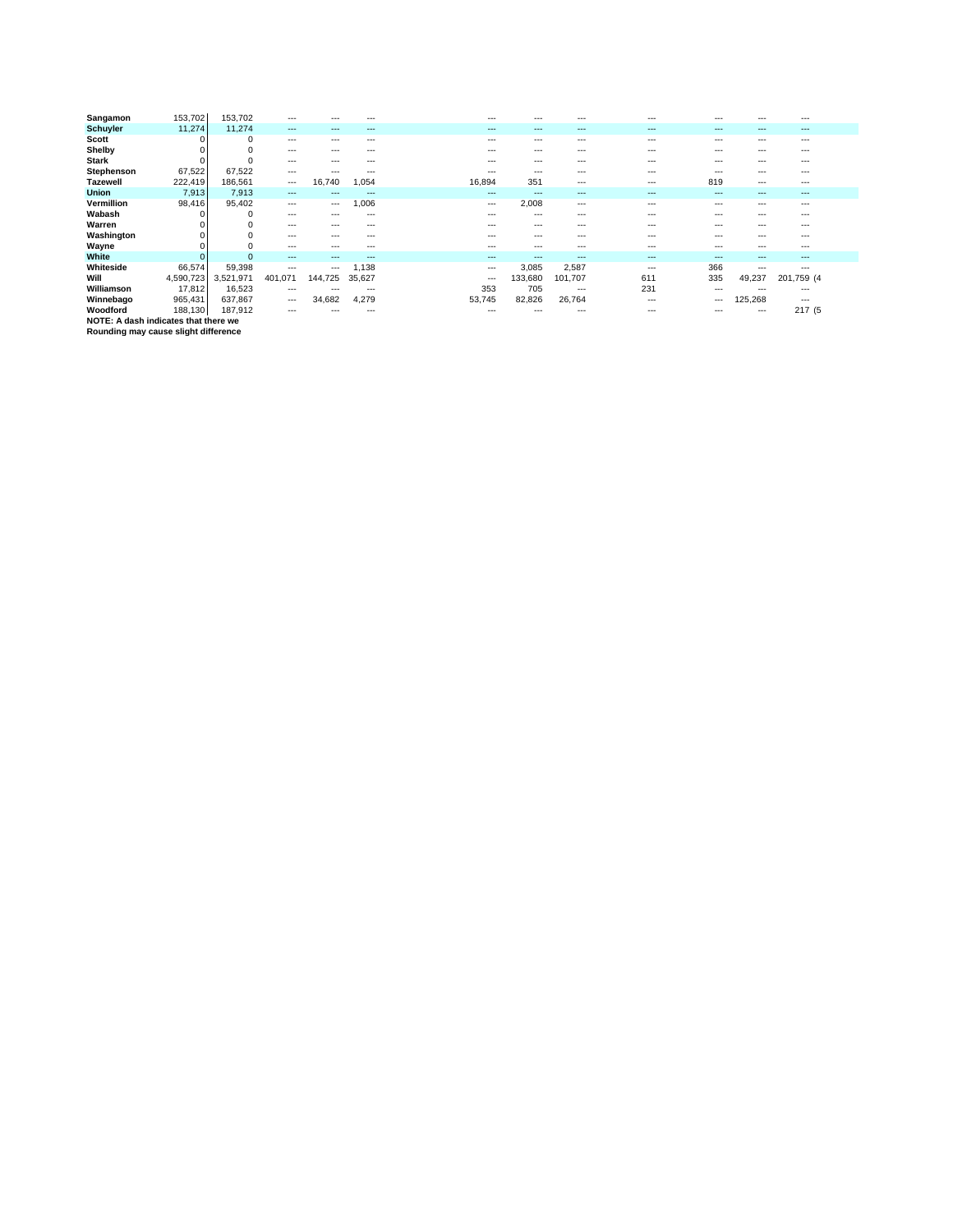| | | | | | | | | | | | | |
|---|---|---|---|---|---|---|---|---|---|---|---|---|
| **Sangamon** | 153,702 | 153,702 | --- | --- | --- | --- | --- | --- | --- | --- | --- | --- |
| **Schuyler** | 11,274 | 11,274 | --- | --- | --- | --- | --- | --- | --- | --- | --- | --- |
| **Scott** | 0 | 0 | --- | --- | --- | --- | --- | --- | --- | --- | --- | --- |
| **Shelby** | 0 | 0 | --- | --- | --- | --- | --- | --- | --- | --- | --- | --- |
| **Stark** | 0 | 0 | --- | --- | --- | --- | --- | --- | --- | --- | --- | --- |
| **Stephenson** | 67,522 | 67,522 | --- | --- | --- | --- | --- | --- | --- | --- | --- | --- |
| **Tazewell** | 222,419 | 186,561 | --- | 16,740 | 1,054 | 16,894 | 351 | --- | --- | 819 | --- | --- |
| **Union** | 7,913 | 7,913 | --- | --- | --- | --- | --- | --- | --- | --- | --- | --- |
| **Vermillion** | 98,416 | 95,402 | --- | --- | 1,006 | --- | 2,008 | --- | --- | --- | --- | --- |
| **Wabash** | 0 | 0 | --- | --- | --- | --- | --- | --- | --- | --- | --- | --- |
| **Warren** | 0 | 0 | --- | --- | --- | --- | --- | --- | --- | --- | --- | --- |
| **Washington** | 0 | 0 | --- | --- | --- | --- | --- | --- | --- | --- | --- | --- |
| **Wayne** | 0 | 0 | --- | --- | --- | --- | --- | --- | --- | --- | --- | --- |
| **White** | 0 | 0 | --- | --- | --- | --- | --- | --- | --- | --- | --- | --- |
| **Whiteside** | 66,574 | 59,398 | --- | --- | 1,138 | --- | 3,085 | 2,587 | --- | 366 | --- | --- |
| **Will** | 4,590,723 | 3,521,971 | 401,071 | 144,725 | 35,627 | --- | 133,680 | 101,707 | 611 | 335 | 49,237 | 201,759 (4 |
| **Williamson** | 17,812 | 16,523 | --- | --- | --- | 353 | 705 | --- | 231 | --- | --- | --- |
| **Winnebago** | 965,431 | 637,867 | --- | 34,682 | 4,279 | 53,745 | 82,826 | 26,764 | --- | --- | 125,268 | --- |
| **Woodford** | 188,130 | 187,912 | --- | --- | --- | --- | --- | --- | --- | --- | --- | 217 (5 |

**NOTE: A dash indicates that there we**

**Rounding may cause slight difference**